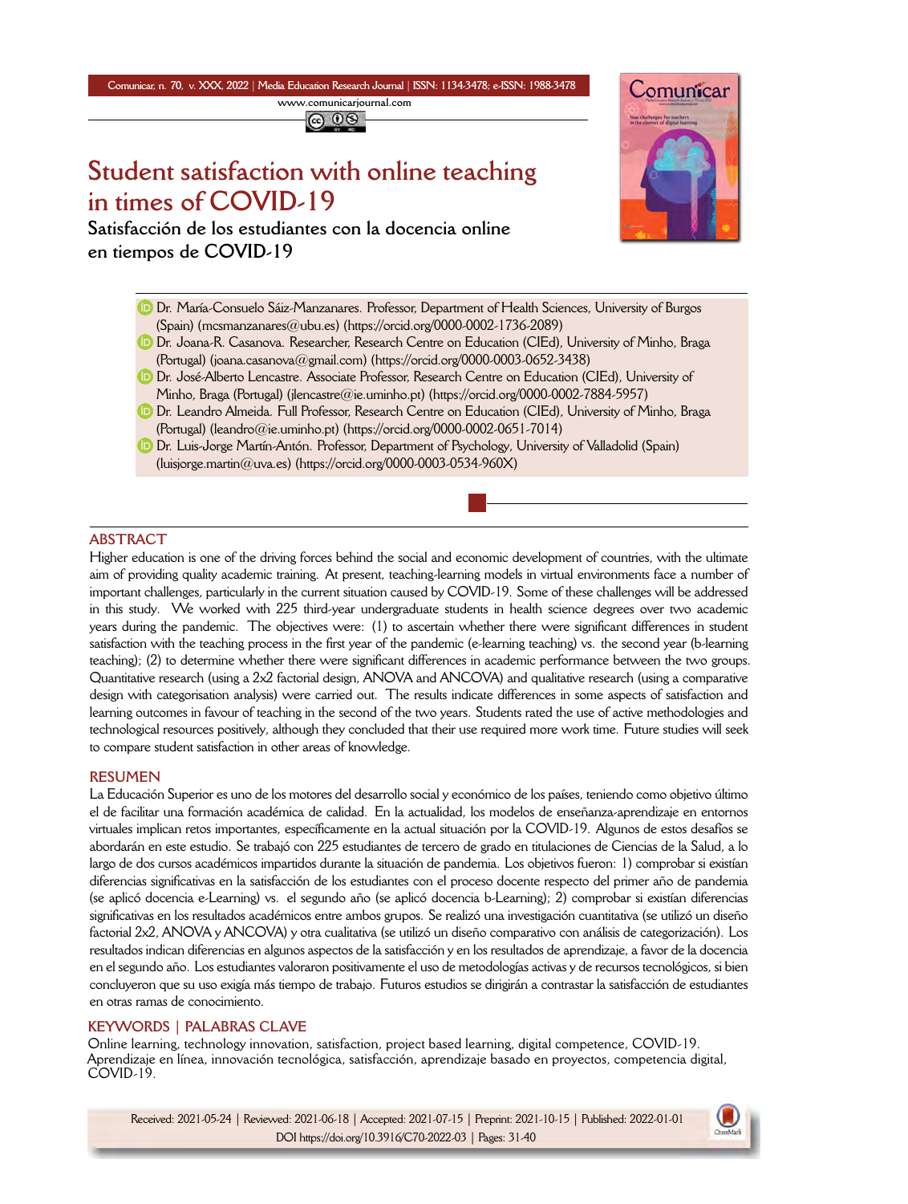# Student satisfaction with online teaching in times of COVID-19

## Satisfacción de los estudiantes con la docencia online en tiempos de COVID-19

- Dr. María-Consuelo Sáiz-Manzanares. Professor, Department of Health Sciences, University of Burgos (Spain) (mcsmanzanares@ubu.es) (https://orcid.org/0000-0002-1736-2089)
- Dr. Joana-R. Casanova. Researcher, Research Centre on Education (CIEd), University of Minho, Braga (Portugal) (joana.casanova@gmail.com) (https://orcid.org/0000-0003-0652-3438)
- Dr. José-Alberto Lencastre. Associate Professor, Research Centre on Education (CIEd), University of Minho, Braga (Portugal) (jlencastre@ie.uminho.pt) (https://orcid.org/0000-0002-7884-5957)
- Dr. Leandro Almeida. Full Professor, Research Centre on Education (CIEd), University of Minho, Braga (Portugal) (leandro@ie.uminho.pt) (https://orcid.org/0000-0002-0651-7014)
- Dr. Luis-Jorge Martín-Antón. Professor, Department of Psychology, University of Valladolid (Spain) (luisjorge.martin@uva.es) (https://orcid.org/0000-0003-0534-960X)

## ABSTRACT

Higher education is one of the driving forces behind the social and economic development of countries, with the ultimate aim of providing quality academic training. At present, teaching-learning models in virtual environments face a number of important challenges, particularly in the current situation caused by COVID-19. Some of these challenges will be addressed in this study. We worked with 225 third-year undergraduate students in health science degrees over two academic years during the pandemic. The objectives were: (1) to ascertain whether there were significant differences in student satisfaction with the teaching process in the first year of the pandemic (e-learning teaching) vs. the second year (b-learning teaching); (2) to determine whether there were significant differences in academic performance between the two groups. Quantitative research (using a 2x2 factorial design, ANOVA and ANCOVA) and qualitative research (using a comparative design with categorisation analysis) were carried out. The results indicate differences in some aspects of satisfaction and learning outcomes in favour of teaching in the second of the two years. Students rated the use of active methodologies and technological resources positively, although they concluded that their use required more work time. Future studies will seek to compare student satisfaction in other areas of knowledge.

## RESUMEN

La Educación Superior es uno de los motores del desarrollo social y económico de los países, teniendo como objetivo último el de facilitar una formación académica de calidad. En la actualidad, los modelos de enseñanza-aprendizaje en entornos virtuales implican retos importantes, específicamente en la actual situación por la COVID-19. Algunos de estos desafíos se abordarán en este estudio. Se trabajó con 225 estudiantes de tercero de grado en titulaciones de Ciencias de la Salud, a lo largo de dos cursos académicos impartidos durante la situación de pandemia. Los objetivos fueron: 1) comprobar si existían diferencias significativas en la satisfacción de los estudiantes con el proceso docente respecto del primer año de pandemia (se aplicó docencia e-Learning) vs. el segundo año (se aplicó docencia b-Learning); 2) comprobar si existían diferencias significativas en los resultados académicos entre ambos grupos. Se realizó una investigación cuantitativa (se utilizó un diseño factorial 2x2, ANOVA y ANCOVA) y otra cualitativa (se utilizó un diseño comparativo con análisis de categorización). Los resultados indican diferencias en algunos aspectos de la satisfacción y en los resultados de aprendizaje, a favor de la docencia en el segundo año. Los estudiantes valoraron positivamente el uso de metodologías activas y de recursos tecnológicos, si bien concluyeron que su uso exigía más tiempo de trabajo. Futuros estudios se dirigirán a contrastar la satisfacción de estudiantes en otras ramas de conocimiento.

## KEYWORDS | PALABRAS CLAVE

Online learning, technology innovation, satisfaction, project based learning, digital competence, COVID-19.
Aprendizaje en línea, innovación tecnológica, satisfacción, aprendizaje basado en proyectos, competencia digital, COVID-19.

Received: 2021-05-24 | Reviewed: 2021-06-18 | Accepted: 2021-07-15 | Preprint: 2021-10-15 | Published: 2022-01-01
DOI https://doi.org/10.3916/C70-2022-03 | Pages: 31-40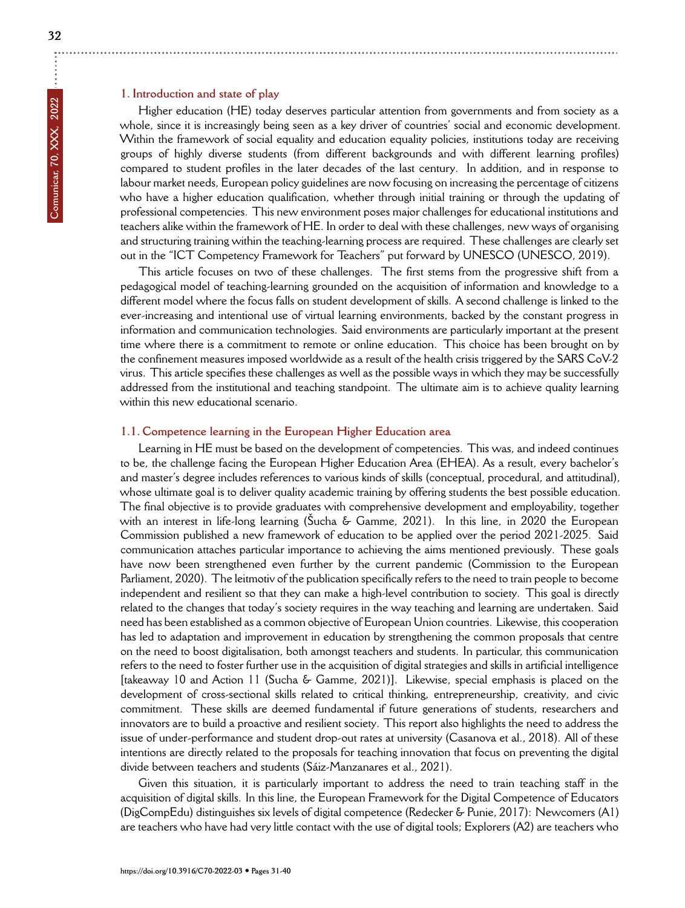## 1. Introduction and state of play

Higher education (HE) today deserves particular attention from governments and from society as a whole, since it is increasingly being seen as a key driver of countries' social and economic development. Within the framework of social equality and education equality policies, institutions today are receiving groups of highly diverse students (from different backgrounds and with different learning profiles) compared to student profiles in the later decades of the last century. In addition, and in response to labour market needs, European policy guidelines are now focusing on increasing the percentage of citizens who have a higher education qualification, whether through initial training or through the updating of professional competencies. This new environment poses major challenges for educational institutions and teachers alike within the framework of HE. In order to deal with these challenges, new ways of organising and structuring training within the teaching-learning process are required. These challenges are clearly set out in the "ICT Competency Framework for Teachers" put forward by UNESCO (UNESCO, 2019).

This article focuses on two of these challenges. The first stems from the progressive shift from a pedagogical model of teaching-learning grounded on the acquisition of information and knowledge to a different model where the focus falls on student development of skills. A second challenge is linked to the ever-increasing and intentional use of virtual learning environments, backed by the constant progress in information and communication technologies. Said environments are particularly important at the present time where there is a commitment to remote or online education. This choice has been brought on by the confinement measures imposed worldwide as a result of the health crisis triggered by the SARS CoV-2 virus. This article specifies these challenges as well as the possible ways in which they may be successfully addressed from the institutional and teaching standpoint. The ultimate aim is to achieve quality learning within this new educational scenario.

### 1.1. Competence learning in the European Higher Education area

Learning in HE must be based on the development of competencies. This was, and indeed continues to be, the challenge facing the European Higher Education Area (EHEA). As a result, every bachelor's and master's degree includes references to various kinds of skills (conceptual, procedural, and attitudinal), whose ultimate goal is to deliver quality academic training by offering students the best possible education. The final objective is to provide graduates with comprehensive development and employability, together with an interest in life-long learning (Šucha & Gamme, 2021). In this line, in 2020 the European Commission published a new framework of education to be applied over the period 2021-2025. Said communication attaches particular importance to achieving the aims mentioned previously. These goals have now been strengthened even further by the current pandemic (Commission to the European Parliament, 2020). The leitmotiv of the publication specifically refers to the need to train people to become independent and resilient so that they can make a high-level contribution to society. This goal is directly related to the changes that today's society requires in the way teaching and learning are undertaken. Said need has been established as a common objective of European Union countries. Likewise, this cooperation has led to adaptation and improvement in education by strengthening the common proposals that centre on the need to boost digitalisation, both amongst teachers and students. In particular, this communication refers to the need to foster further use in the acquisition of digital strategies and skills in artificial intelligence [takeaway 10 and Action 11 (Sucha & Gamme, 2021)]. Likewise, special emphasis is placed on the development of cross-sectional skills related to critical thinking, entrepreneurship, creativity, and civic commitment. These skills are deemed fundamental if future generations of students, researchers and innovators are to build a proactive and resilient society. This report also highlights the need to address the issue of under-performance and student drop-out rates at university (Casanova et al., 2018). All of these intentions are directly related to the proposals for teaching innovation that focus on preventing the digital divide between teachers and students (Sáiz-Manzanares et al., 2021).

Given this situation, it is particularly important to address the need to train teaching staff in the acquisition of digital skills. In this line, the European Framework for the Digital Competence of Educators (DigCompEdu) distinguishes six levels of digital competence (Redecker & Punie, 2017): Newcomers (A1) are teachers who have had very little contact with the use of digital tools; Explorers (A2) are teachers who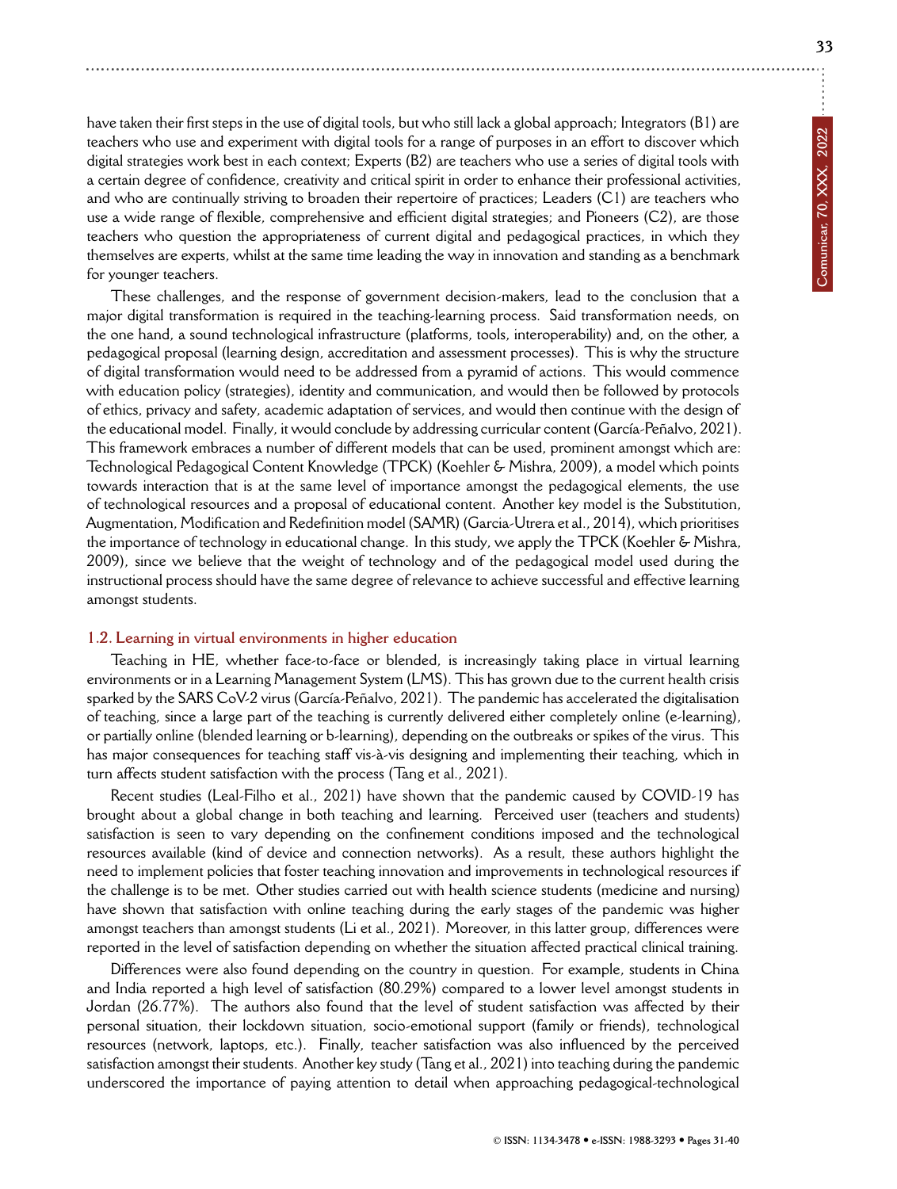have taken their first steps in the use of digital tools, but who still lack a global approach; Integrators (B1) are teachers who use and experiment with digital tools for a range of purposes in an effort to discover which digital strategies work best in each context; Experts (B2) are teachers who use a series of digital tools with a certain degree of confidence, creativity and critical spirit in order to enhance their professional activities, and who are continually striving to broaden their repertoire of practices; Leaders (C1) are teachers who use a wide range of flexible, comprehensive and efficient digital strategies; and Pioneers (C2), are those teachers who question the appropriateness of current digital and pedagogical practices, in which they themselves are experts, whilst at the same time leading the way in innovation and standing as a benchmark for younger teachers.

These challenges, and the response of government decision-makers, lead to the conclusion that a major digital transformation is required in the teaching-learning process. Said transformation needs, on the one hand, a sound technological infrastructure (platforms, tools, interoperability) and, on the other, a pedagogical proposal (learning design, accreditation and assessment processes). This is why the structure of digital transformation would need to be addressed from a pyramid of actions. This would commence with education policy (strategies), identity and communication, and would then be followed by protocols of ethics, privacy and safety, academic adaptation of services, and would then continue with the design of the educational model. Finally, it would conclude by addressing curricular content (García-Peñalvo, 2021). This framework embraces a number of different models that can be used, prominent amongst which are: Technological Pedagogical Content Knowledge (TPCK) (Koehler & Mishra, 2009), a model which points towards interaction that is at the same level of importance amongst the pedagogical elements, the use of technological resources and a proposal of educational content. Another key model is the Substitution, Augmentation, Modification and Redefinition model (SAMR) (Garcia-Utrera et al., 2014), which prioritises the importance of technology in educational change. In this study, we apply the TPCK (Koehler & Mishra, 2009), since we believe that the weight of technology and of the pedagogical model used during the instructional process should have the same degree of relevance to achieve successful and effective learning amongst students.

### 1.2. Learning in virtual environments in higher education

Teaching in HE, whether face-to-face or blended, is increasingly taking place in virtual learning environments or in a Learning Management System (LMS). This has grown due to the current health crisis sparked by the SARS CoV-2 virus (García-Peñalvo, 2021). The pandemic has accelerated the digitalisation of teaching, since a large part of the teaching is currently delivered either completely online (e-learning), or partially online (blended learning or b-learning), depending on the outbreaks or spikes of the virus. This has major consequences for teaching staff vis-à-vis designing and implementing their teaching, which in turn affects student satisfaction with the process (Tang et al., 2021).

Recent studies (Leal-Filho et al., 2021) have shown that the pandemic caused by COVID-19 has brought about a global change in both teaching and learning. Perceived user (teachers and students) satisfaction is seen to vary depending on the confinement conditions imposed and the technological resources available (kind of device and connection networks). As a result, these authors highlight the need to implement policies that foster teaching innovation and improvements in technological resources if the challenge is to be met. Other studies carried out with health science students (medicine and nursing) have shown that satisfaction with online teaching during the early stages of the pandemic was higher amongst teachers than amongst students (Li et al., 2021). Moreover, in this latter group, differences were reported in the level of satisfaction depending on whether the situation affected practical clinical training.

Differences were also found depending on the country in question. For example, students in China and India reported a high level of satisfaction (80.29%) compared to a lower level amongst students in Jordan (26.77%). The authors also found that the level of student satisfaction was affected by their personal situation, their lockdown situation, socio-emotional support (family or friends), technological resources (network, laptops, etc.). Finally, teacher satisfaction was also influenced by the perceived satisfaction amongst their students. Another key study (Tang et al., 2021) into teaching during the pandemic underscored the importance of paying attention to detail when approaching pedagogical-technological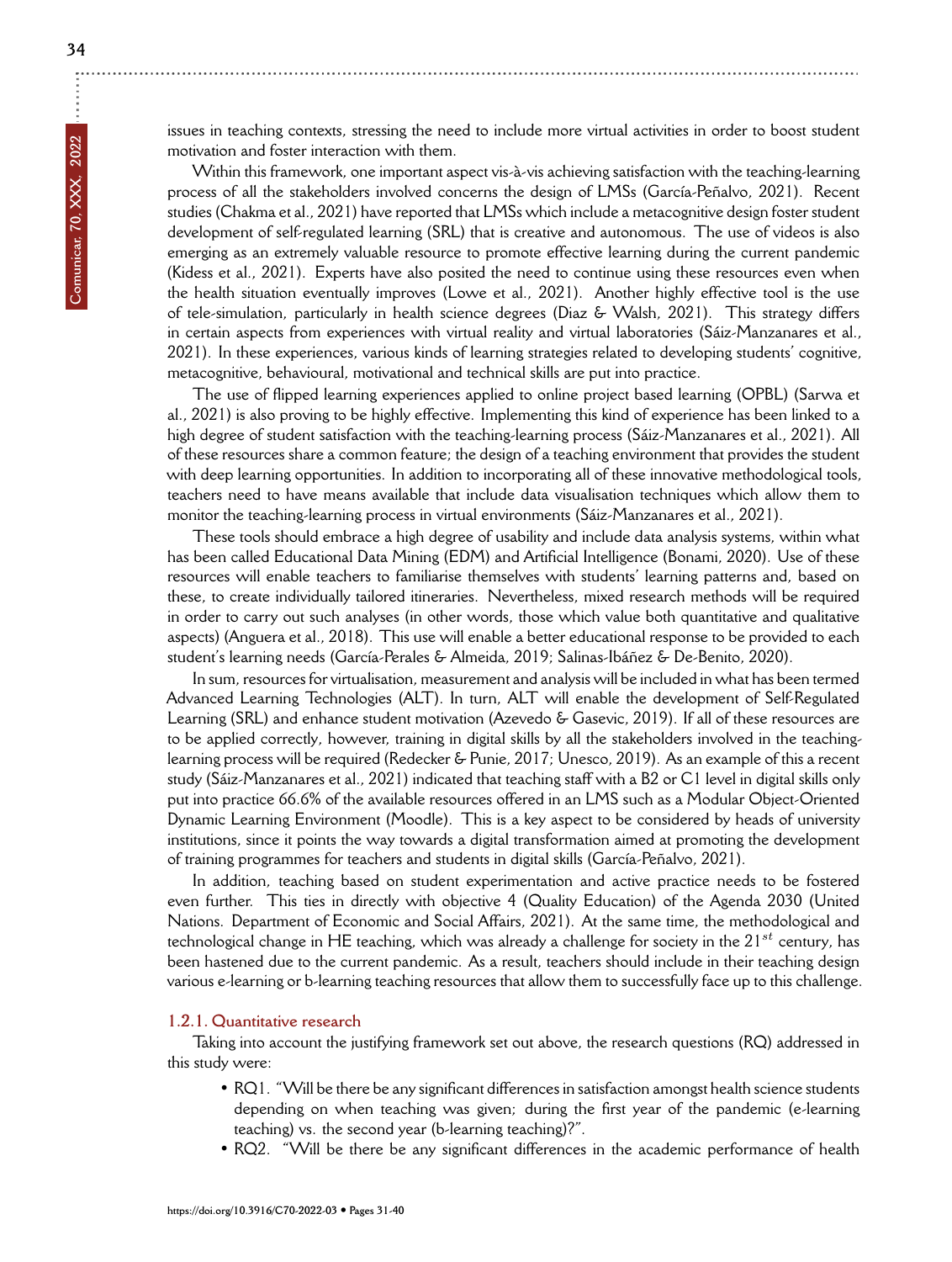issues in teaching contexts, stressing the need to include more virtual activities in order to boost student motivation and foster interaction with them.

Within this framework, one important aspect vis-à-vis achieving satisfaction with the teaching-learning process of all the stakeholders involved concerns the design of LMSs (García-Peñalvo, 2021). Recent studies (Chakma et al., 2021) have reported that LMSs which include a metacognitive design foster student development of self-regulated learning (SRL) that is creative and autonomous. The use of videos is also emerging as an extremely valuable resource to promote effective learning during the current pandemic (Kidess et al., 2021). Experts have also posited the need to continue using these resources even when the health situation eventually improves (Lowe et al., 2021). Another highly effective tool is the use of tele-simulation, particularly in health science degrees (Diaz & Walsh, 2021). This strategy differs in certain aspects from experiences with virtual reality and virtual laboratories (Sáiz-Manzanares et al., 2021). In these experiences, various kinds of learning strategies related to developing students' cognitive, metacognitive, behavioural, motivational and technical skills are put into practice.

The use of flipped learning experiences applied to online project based learning (OPBL) (Sarwa et al., 2021) is also proving to be highly effective. Implementing this kind of experience has been linked to a high degree of student satisfaction with the teaching-learning process (Sáiz-Manzanares et al., 2021). All of these resources share a common feature; the design of a teaching environment that provides the student with deep learning opportunities. In addition to incorporating all of these innovative methodological tools, teachers need to have means available that include data visualisation techniques which allow them to monitor the teaching-learning process in virtual environments (Sáiz-Manzanares et al., 2021).

These tools should embrace a high degree of usability and include data analysis systems, within what has been called Educational Data Mining (EDM) and Artificial Intelligence (Bonami, 2020). Use of these resources will enable teachers to familiarise themselves with students' learning patterns and, based on these, to create individually tailored itineraries. Nevertheless, mixed research methods will be required in order to carry out such analyses (in other words, those which value both quantitative and qualitative aspects) (Anguera et al., 2018). This use will enable a better educational response to be provided to each student's learning needs (García-Perales & Almeida, 2019; Salinas-Ibáñez & De-Benito, 2020).

In sum, resources for virtualisation, measurement and analysis will be included in what has been termed Advanced Learning Technologies (ALT). In turn, ALT will enable the development of Self-Regulated Learning (SRL) and enhance student motivation (Azevedo & Gasevic, 2019). If all of these resources are to be applied correctly, however, training in digital skills by all the stakeholders involved in the teaching-learning process will be required (Redecker & Punie, 2017; Unesco, 2019). As an example of this a recent study (Sáiz-Manzanares et al., 2021) indicated that teaching staff with a B2 or C1 level in digital skills only put into practice 66.6% of the available resources offered in an LMS such as a Modular Object-Oriented Dynamic Learning Environment (Moodle). This is a key aspect to be considered by heads of university institutions, since it points the way towards a digital transformation aimed at promoting the development of training programmes for teachers and students in digital skills (García-Peñalvo, 2021).

In addition, teaching based on student experimentation and active practice needs to be fostered even further. This ties in directly with objective 4 (Quality Education) of the Agenda 2030 (United Nations. Department of Economic and Social Affairs, 2021). At the same time, the methodological and technological change in HE teaching, which was already a challenge for society in the 21$^{st}$ century, has been hastened due to the current pandemic. As a result, teachers should include in their teaching design various e-learning or b-learning teaching resources that allow them to successfully face up to this challenge.

### 1.2.1. Quantitative research

Taking into account the justifying framework set out above, the research questions (RQ) addressed in this study were:

- RQ1. "Will be there be any significant differences in satisfaction amongst health science students depending on when teaching was given; during the first year of the pandemic (e-learning teaching) vs. the second year (b-learning teaching)?".
- RQ2. "Will be there be any significant differences in the academic performance of health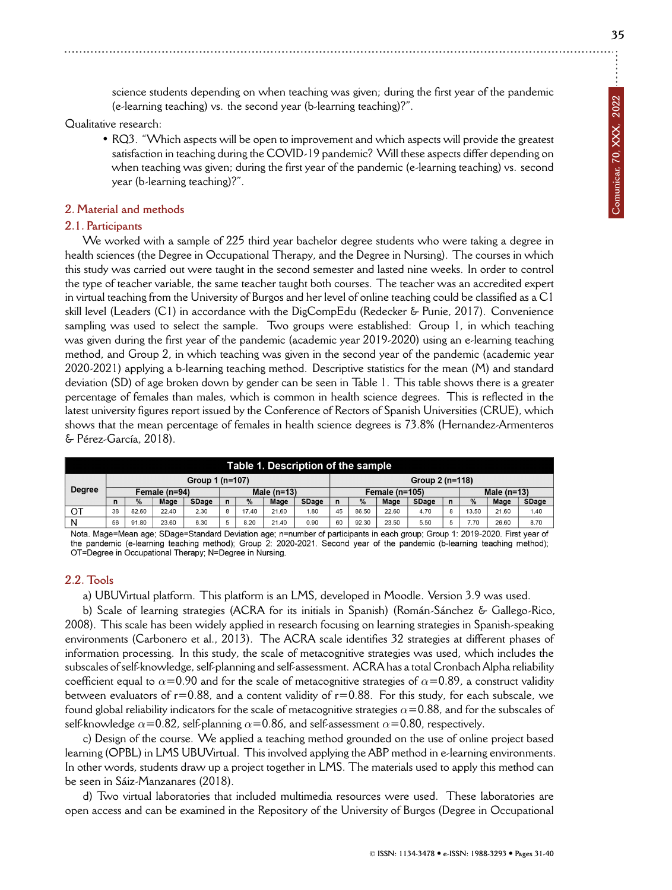science students depending on when teaching was given; during the first year of the pandemic (e-learning teaching) vs. the second year (b-learning teaching)?".

Qualitative research:

- RQ3. "Which aspects will be open to improvement and which aspects will provide the greatest satisfaction in teaching during the COVID-19 pandemic? Will these aspects differ depending on when teaching was given; during the first year of the pandemic (e-learning teaching) vs. second year (b-learning teaching)?".

## 2. Material and methods

### 2.1. Participants

We worked with a sample of 225 third year bachelor degree students who were taking a degree in health sciences (the Degree in Occupational Therapy, and the Degree in Nursing). The courses in which this study was carried out were taught in the second semester and lasted nine weeks. In order to control the type of teacher variable, the same teacher taught both courses. The teacher was an accredited expert in virtual teaching from the University of Burgos and her level of online teaching could be classified as a C1 skill level (Leaders (C1) in accordance with the DigCompEdu (Redecker & Punie, 2017). Convenience sampling was used to select the sample. Two groups were established: Group 1, in which teaching was given during the first year of the pandemic (academic year 2019-2020) using an e-learning teaching method, and Group 2, in which teaching was given in the second year of the pandemic (academic year 2020-2021) applying a b-learning teaching method. Descriptive statistics for the mean (M) and standard deviation (SD) of age broken down by gender can be seen in Table 1. This table shows there is a greater percentage of females than males, which is common in health science degrees. This is reflected in the latest university figures report issued by the Conference of Rectors of Spanish Universities (CRUE), which shows that the mean percentage of females in health science degrees is 73.8% (Hernandez-Armenteros & Pérez-García, 2018).

**Table 1. Description of the sample**

| Degree | Group 1 (n=107) | | | | | | | | Group 2 (n=118) | | | | | | | |
|---|---|---|---|---|---|---|---|---|---|---|---|---|---|---|---|---|
| | Female (n=94) | | | | Male (n=13) | | | | Female (n=105) | | | | Male (n=13) | | | |
| | n | % | Mage | SDage | n | % | Mage | SDage | n | % | Mage | SDage | n | % | Mage | SDage |
| OT | 38 | 82.60 | 22.40 | 2.30 | 8 | 17.40 | 21.60 | 1.80 | 45 | 86.50 | 22.60 | 4.70 | 8 | 13.50 | 21.60 | 1.40 |
| N | 56 | 91.80 | 23.60 | 6.30 | 5 | 8.20 | 21.40 | 0.90 | 60 | 92.30 | 23.50 | 5.50 | 5 | 7.70 | 26.60 | 8.70 |

Nota. Mage=Mean age; SDage=Standard Deviation age; n=number of participants in each group; Group 1: 2019-2020. First year of the pandemic (e-learning teaching method); Group 2: 2020-2021. Second year of the pandemic (b-learning teaching method); OT=Degree in Occupational Therapy; N=Degree in Nursing.

### 2.2. Tools

a) UBUVirtual platform. This platform is an LMS, developed in Moodle. Version 3.9 was used.

b) Scale of learning strategies (ACRA for its initials in Spanish) (Román-Sánchez & Gallego-Rico, 2008). This scale has been widely applied in research focusing on learning strategies in Spanish-speaking environments (Carbonero et al., 2013). The ACRA scale identifies 32 strategies at different phases of information processing. In this study, the scale of metacognitive strategies was used, which includes the subscales of self-knowledge, self-planning and self-assessment. ACRA has a total Cronbach Alpha reliability coefficient equal to $\alpha=0.90$ and for the scale of metacognitive strategies of $\alpha=0.89$, a construct validity between evaluators of r=0.88, and a content validity of r=0.88. For this study, for each subscale, we found global reliability indicators for the scale of metacognitive strategies $\alpha=0.88$, and for the subscales of self-knowledge $\alpha=0.82$, self-planning $\alpha=0.86$, and self-assessment $\alpha=0.80$, respectively.

c) Design of the course. We applied a teaching method grounded on the use of online project based learning (OPBL) in LMS UBUVirtual. This involved applying the ABP method in e-learning environments. In other words, students draw up a project together in LMS. The materials used to apply this method can be seen in Sáiz-Manzanares (2018).

d) Two virtual laboratories that included multimedia resources were used. These laboratories are open access and can be examined in the Repository of the University of Burgos (Degree in Occupational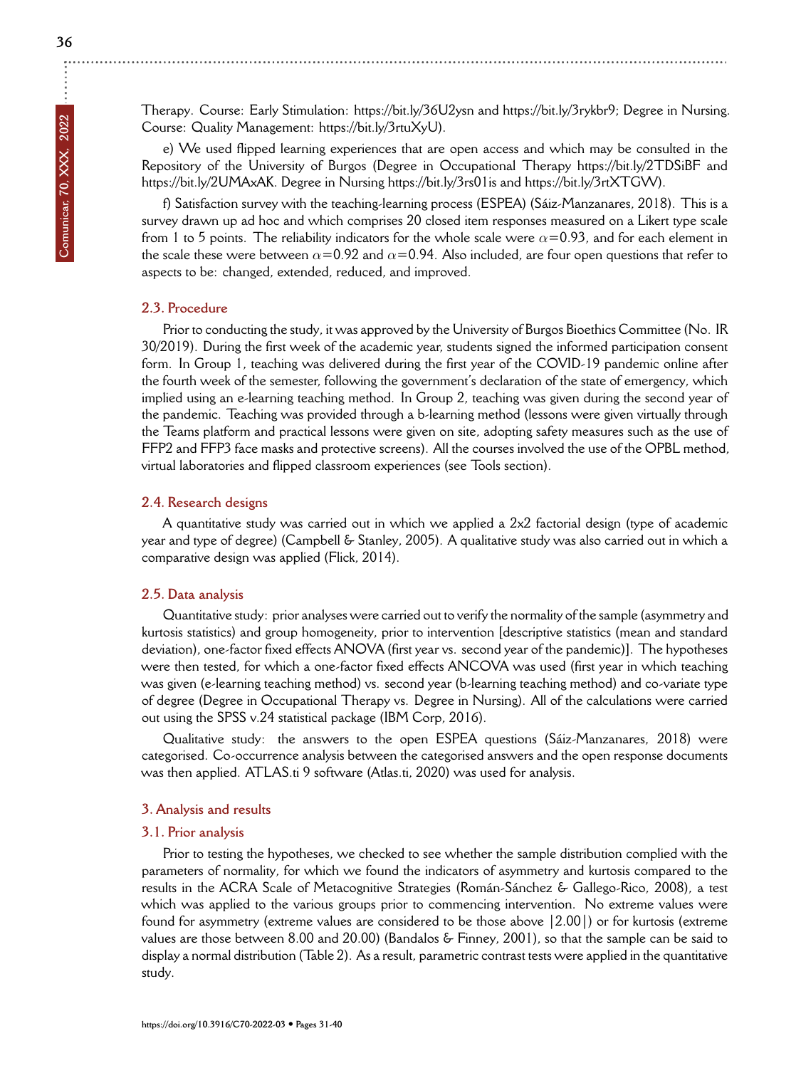Therapy. Course: Early Stimulation: https://bit.ly/36U2ysn and https://bit.ly/3rykbr9; Degree in Nursing. Course: Quality Management: https://bit.ly/3rtuXyU).

e) We used flipped learning experiences that are open access and which may be consulted in the Repository of the University of Burgos (Degree in Occupational Therapy https://bit.ly/2TDSiBF and https://bit.ly/2UMAxAK. Degree in Nursing https://bit.ly/3rs01is and https://bit.ly/3rtXTGW).

f) Satisfaction survey with the teaching-learning process (ESPEA) (Sáiz-Manzanares, 2018). This is a survey drawn up ad hoc and which comprises 20 closed item responses measured on a Likert type scale from 1 to 5 points. The reliability indicators for the whole scale were $\alpha$=0.93, and for each element in the scale these were between $\alpha$=0.92 and $\alpha$=0.94. Also included, are four open questions that refer to aspects to be: changed, extended, reduced, and improved.

### 2.3. Procedure

Prior to conducting the study, it was approved by the University of Burgos Bioethics Committee (No. IR 30/2019). During the first week of the academic year, students signed the informed participation consent form. In Group 1, teaching was delivered during the first year of the COVID-19 pandemic online after the fourth week of the semester, following the government's declaration of the state of emergency, which implied using an e-learning teaching method. In Group 2, teaching was given during the second year of the pandemic. Teaching was provided through a b-learning method (lessons were given virtually through the Teams platform and practical lessons were given on site, adopting safety measures such as the use of FFP2 and FFP3 face masks and protective screens). All the courses involved the use of the OPBL method, virtual laboratories and flipped classroom experiences (see Tools section).

### 2.4. Research designs

A quantitative study was carried out in which we applied a 2x2 factorial design (type of academic year and type of degree) (Campbell & Stanley, 2005). A qualitative study was also carried out in which a comparative design was applied (Flick, 2014).

### 2.5. Data analysis

Quantitative study: prior analyses were carried out to verify the normality of the sample (asymmetry and kurtosis statistics) and group homogeneity, prior to intervention [descriptive statistics (mean and standard deviation), one-factor fixed effects ANOVA (first year vs. second year of the pandemic)]. The hypotheses were then tested, for which a one-factor fixed effects ANCOVA was used (first year in which teaching was given (e-learning teaching method) vs. second year (b-learning teaching method) and co-variate type of degree (Degree in Occupational Therapy vs. Degree in Nursing). All of the calculations were carried out using the SPSS v.24 statistical package (IBM Corp, 2016).

Qualitative study: the answers to the open ESPEA questions (Sáiz-Manzanares, 2018) were categorised. Co-occurrence analysis between the categorised answers and the open response documents was then applied. ATLAS.ti 9 software (Atlas.ti, 2020) was used for analysis.

## 3. Analysis and results

### 3.1. Prior analysis

Prior to testing the hypotheses, we checked to see whether the sample distribution complied with the parameters of normality, for which we found the indicators of asymmetry and kurtosis compared to the results in the ACRA Scale of Metacognitive Strategies (Román-Sánchez & Gallego-Rico, 2008), a test which was applied to the various groups prior to commencing intervention. No extreme values were found for asymmetry (extreme values are considered to be those above |2.00|) or for kurtosis (extreme values are those between 8.00 and 20.00) (Bandalos & Finney, 2001), so that the sample can be said to display a normal distribution (Table 2). As a result, parametric contrast tests were applied in the quantitative study.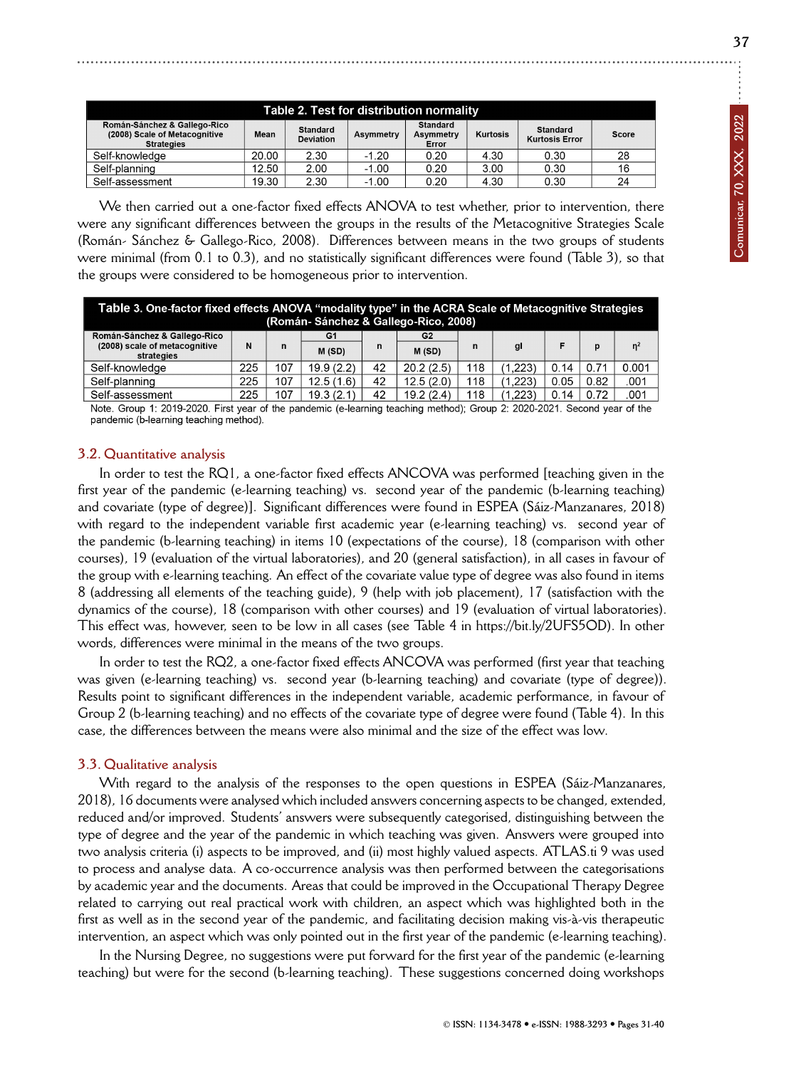| Table 2. Test for distribution normality | | | | | | | |
|---|---|---|---|---|---|---|---|
| Román-Sánchez & Gallego-Rico (2008) Scale of Metacognitive Strategies | Mean | Standard Deviation | Asymmetry | Standard Asymmetry Error | Kurtosis | Standard Kurtosis Error | Score |
| Self-knowledge | 20.00 | 2.30 | -1.20 | 0.20 | 4.30 | 0.30 | 28 |
| Self-planning | 12.50 | 2.00 | -1.00 | 0.20 | 3.00 | 0.30 | 16 |
| Self-assessment | 19.30 | 2.30 | -1.00 | 0.20 | 4.30 | 0.30 | 24 |

We then carried out a one-factor fixed effects ANOVA to test whether, prior to intervention, there were any significant differences between the groups in the results of the Metacognitive Strategies Scale (Román- Sánchez & Gallego-Rico, 2008). Differences between means in the two groups of students were minimal (from 0.1 to 0.3), and no statistically significant differences were found (Table 3), so that the groups were considered to be homogeneous prior to intervention.

| Table 3. One-factor fixed effects ANOVA "modality type" in the ACRA Scale of Metacognitive Strategies (Román- Sánchez & Gallego-Rico, 2008) | | | | | | | | | | | |
|---|---|---|---|---|---|---|---|---|---|---|---|
| Román-Sánchez & Gallego-Rico (2008) scale of metacognitive strategies | N | n | G1 | n | G2 | n | gl | F | p | $\eta^2$ |
| | | | M (SD) | | M (SD) | | | | | |
| Self-knowledge | 225 | 107 | 19.9 (2.2) | 42 | 20.2 (2.5) | 118 | (1,223) | 0.14 | 0.71 | 0.001 |
| Self-planning | 225 | 107 | 12.5 (1.6) | 42 | 12.5 (2.0) | 118 | (1,223) | 0.05 | 0.82 | .001 |
| Self-assessment | 225 | 107 | 19.3 (2.1) | 42 | 19.2 (2.4) | 118 | (1,223) | 0.14 | 0.72 | .001 |

Note. Group 1: 2019-2020. First year of the pandemic (e-learning teaching method); Group 2: 2020-2021. Second year of the pandemic (b-learning teaching method).

### 3.2. Quantitative analysis

In order to test the RQ1, a one-factor fixed effects ANCOVA was performed [teaching given in the first year of the pandemic (e-learning teaching) vs. second year of the pandemic (b-learning teaching) and covariate (type of degree)]. Significant differences were found in ESPEA (Sáiz-Manzanares, 2018) with regard to the independent variable first academic year (e-learning teaching) vs. second year of the pandemic (b-learning teaching) in items 10 (expectations of the course), 18 (comparison with other courses), 19 (evaluation of the virtual laboratories), and 20 (general satisfaction), in all cases in favour of the group with e-learning teaching. An effect of the covariate value type of degree was also found in items 8 (addressing all elements of the teaching guide), 9 (help with job placement), 17 (satisfaction with the dynamics of the course), 18 (comparison with other courses) and 19 (evaluation of virtual laboratories). This effect was, however, seen to be low in all cases (see Table 4 in https://bit.ly/2UFS5OD). In other words, differences were minimal in the means of the two groups.

In order to test the RQ2, a one-factor fixed effects ANCOVA was performed (first year that teaching was given (e-learning teaching) vs. second year (b-learning teaching) and covariate (type of degree)). Results point to significant differences in the independent variable, academic performance, in favour of Group 2 (b-learning teaching) and no effects of the covariate type of degree were found (Table 4). In this case, the differences between the means were also minimal and the size of the effect was low.

### 3.3. Qualitative analysis

With regard to the analysis of the responses to the open questions in ESPEA (Sáiz-Manzanares, 2018), 16 documents were analysed which included answers concerning aspects to be changed, extended, reduced and/or improved. Students' answers were subsequently categorised, distinguishing between the type of degree and the year of the pandemic in which teaching was given. Answers were grouped into two analysis criteria (i) aspects to be improved, and (ii) most highly valued aspects. ATLAS.ti 9 was used to process and analyse data. A co-occurrence analysis was then performed between the categorisations by academic year and the documents. Areas that could be improved in the Occupational Therapy Degree related to carrying out real practical work with children, an aspect which was highlighted both in the first as well as in the second year of the pandemic, and facilitating decision making vis-à-vis therapeutic intervention, an aspect which was only pointed out in the first year of the pandemic (e-learning teaching).

In the Nursing Degree, no suggestions were put forward for the first year of the pandemic (e-learning teaching) but were for the second (b-learning teaching). These suggestions concerned doing workshops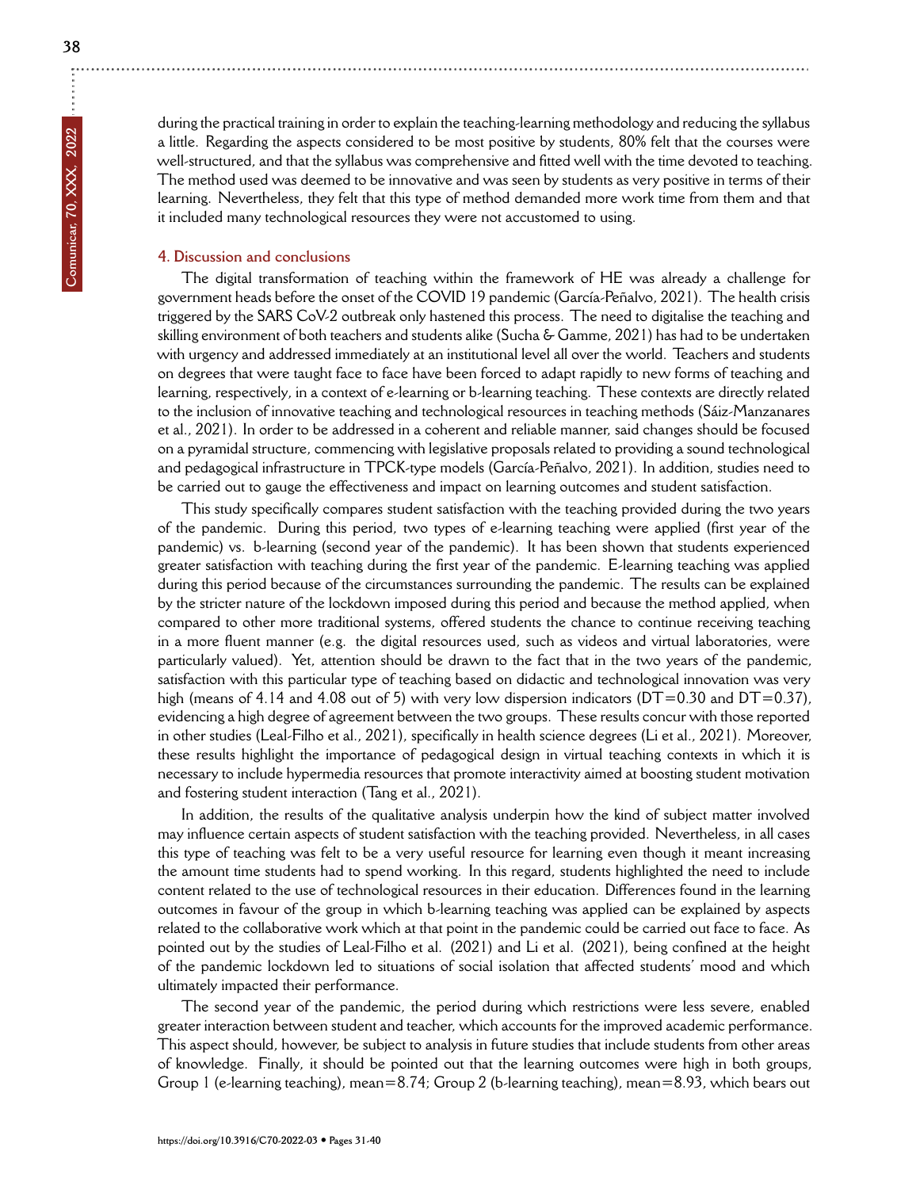during the practical training in order to explain the teaching-learning methodology and reducing the syllabus a little. Regarding the aspects considered to be most positive by students, 80% felt that the courses were well-structured, and that the syllabus was comprehensive and fitted well with the time devoted to teaching. The method used was deemed to be innovative and was seen by students as very positive in terms of their learning. Nevertheless, they felt that this type of method demanded more work time from them and that it included many technological resources they were not accustomed to using.

## 4. Discussion and conclusions

The digital transformation of teaching within the framework of HE was already a challenge for government heads before the onset of the COVID 19 pandemic (García-Peñalvo, 2021). The health crisis triggered by the SARS CoV-2 outbreak only hastened this process. The need to digitalise the teaching and skilling environment of both teachers and students alike (Sucha & Gamme, 2021) has had to be undertaken with urgency and addressed immediately at an institutional level all over the world. Teachers and students on degrees that were taught face to face have been forced to adapt rapidly to new forms of teaching and learning, respectively, in a context of e-learning or b-learning teaching. These contexts are directly related to the inclusion of innovative teaching and technological resources in teaching methods (Sáiz-Manzanares et al., 2021). In order to be addressed in a coherent and reliable manner, said changes should be focused on a pyramidal structure, commencing with legislative proposals related to providing a sound technological and pedagogical infrastructure in TPCK-type models (García-Peñalvo, 2021). In addition, studies need to be carried out to gauge the effectiveness and impact on learning outcomes and student satisfaction.

This study specifically compares student satisfaction with the teaching provided during the two years of the pandemic. During this period, two types of e-learning teaching were applied (first year of the pandemic) vs. b-learning (second year of the pandemic). It has been shown that students experienced greater satisfaction with teaching during the first year of the pandemic. E-learning teaching was applied during this period because of the circumstances surrounding the pandemic. The results can be explained by the stricter nature of the lockdown imposed during this period and because the method applied, when compared to other more traditional systems, offered students the chance to continue receiving teaching in a more fluent manner (e.g. the digital resources used, such as videos and virtual laboratories, were particularly valued). Yet, attention should be drawn to the fact that in the two years of the pandemic, satisfaction with this particular type of teaching based on didactic and technological innovation was very high (means of 4.14 and 4.08 out of 5) with very low dispersion indicators (DT=0.30 and DT=0.37), evidencing a high degree of agreement between the two groups. These results concur with those reported in other studies (Leal-Filho et al., 2021), specifically in health science degrees (Li et al., 2021). Moreover, these results highlight the importance of pedagogical design in virtual teaching contexts in which it is necessary to include hypermedia resources that promote interactivity aimed at boosting student motivation and fostering student interaction (Tang et al., 2021).

In addition, the results of the qualitative analysis underpin how the kind of subject matter involved may influence certain aspects of student satisfaction with the teaching provided. Nevertheless, in all cases this type of teaching was felt to be a very useful resource for learning even though it meant increasing the amount time students had to spend working. In this regard, students highlighted the need to include content related to the use of technological resources in their education. Differences found in the learning outcomes in favour of the group in which b-learning teaching was applied can be explained by aspects related to the collaborative work which at that point in the pandemic could be carried out face to face. As pointed out by the studies of Leal-Filho et al. (2021) and Li et al. (2021), being confined at the height of the pandemic lockdown led to situations of social isolation that affected students' mood and which ultimately impacted their performance.

The second year of the pandemic, the period during which restrictions were less severe, enabled greater interaction between student and teacher, which accounts for the improved academic performance. This aspect should, however, be subject to analysis in future studies that include students from other areas of knowledge. Finally, it should be pointed out that the learning outcomes were high in both groups, Group 1 (e-learning teaching), mean=8.74; Group 2 (b-learning teaching), mean=8.93, which bears out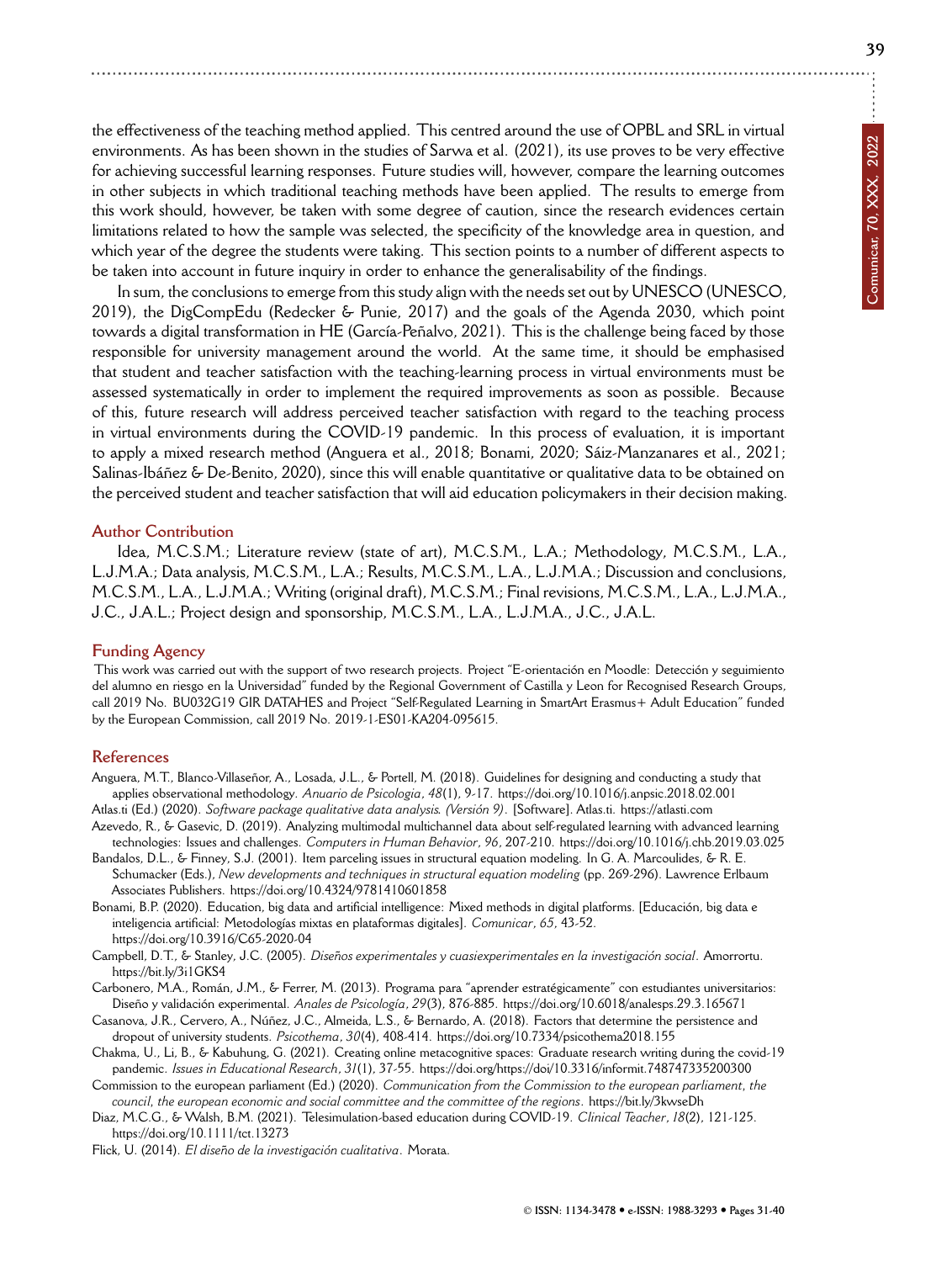the effectiveness of the teaching method applied. This centred around the use of OPBL and SRL in virtual environments. As has been shown in the studies of Sarwa et al. (2021), its use proves to be very effective for achieving successful learning responses. Future studies will, however, compare the learning outcomes in other subjects in which traditional teaching methods have been applied. The results to emerge from this work should, however, be taken with some degree of caution, since the research evidences certain limitations related to how the sample was selected, the specificity of the knowledge area in question, and which year of the degree the students were taking. This section points to a number of different aspects to be taken into account in future inquiry in order to enhance the generalisability of the findings.

In sum, the conclusions to emerge from this study align with the needs set out by UNESCO (UNESCO, 2019), the DigCompEdu (Redecker & Punie, 2017) and the goals of the Agenda 2030, which point towards a digital transformation in HE (García-Peñalvo, 2021). This is the challenge being faced by those responsible for university management around the world. At the same time, it should be emphasised that student and teacher satisfaction with the teaching-learning process in virtual environments must be assessed systematically in order to implement the required improvements as soon as possible. Because of this, future research will address perceived teacher satisfaction with regard to the teaching process in virtual environments during the COVID-19 pandemic. In this process of evaluation, it is important to apply a mixed research method (Anguera et al., 2018; Bonami, 2020; Sáiz-Manzanares et al., 2021; Salinas-Ibáñez & De-Benito, 2020), since this will enable quantitative or qualitative data to be obtained on the perceived student and teacher satisfaction that will aid education policymakers in their decision making.

## Author Contribution

Idea, M.C.S.M.; Literature review (state of art), M.C.S.M., L.A.; Methodology, M.C.S.M., L.A., L.J.M.A.; Data analysis, M.C.S.M., L.A.; Results, M.C.S.M., L.A., L.J.M.A.; Discussion and conclusions, M.C.S.M., L.A., L.J.M.A.; Writing (original draft), M.C.S.M.; Final revisions, M.C.S.M., L.A., L.J.M.A., J.C., J.A.L.; Project design and sponsorship, M.C.S.M., L.A., L.J.M.A., J.C., J.A.L.

## Funding Agency

This work was carried out with the support of two research projects. Project "E-orientación en Moodle: Detección y seguimiento del alumno en riesgo en la Universidad" funded by the Regional Government of Castilla y Leon for Recognised Research Groups, call 2019 No. BU032G19 GIR DATAHES and Project "Self-Regulated Learning in SmartArt Erasmus+ Adult Education" funded by the European Commission, call 2019 No. 2019-1-ES01-KA204-095615.

## References

Anguera, M.T., Blanco-Villaseñor, A., Losada, J.L., & Portell, M. (2018). Guidelines for designing and conducting a study that applies observational methodology. *Anuario de Psicología*, *48*(1), 9-17. https://doi.org/10.1016/j.anpsic.2018.02.001

Atlas.ti (Ed.) (2020). *Software package qualitative data analysis. (Versión 9)*. [Software]. Atlas.ti. https://atlasti.com

Azevedo, R., & Gasevic, D. (2019). Analyzing multimodal multichannel data about self-regulated learning with advanced learning technologies: Issues and challenges. *Computers in Human Behavior*, *96*, 207-210. https://doi.org/10.1016/j.chb.2019.03.025

Bandalos, D.L., & Finney, S.J. (2001). Item parceling issues in structural equation modeling. In G. A. Marcoulides, & R. E. Schumacker (Eds.), *New developments and techniques in structural equation modeling* (pp. 269-296). Lawrence Erlbaum Associates Publishers. https://doi.org/10.4324/9781410601858

Bonami, B.P. (2020). Education, big data and artificial intelligence: Mixed methods in digital platforms. [Educación, big data e inteligencia artificial: Metodologías mixtas en plataformas digitales]. *Comunicar*, *65*, 43-52. https://doi.org/10.3916/C65-2020-04

Campbell, D.T., & Stanley, J.C. (2005). *Diseños experimentales y cuasiexperimentales en la investigación social*. Amorrortu. https://bit.ly/3i1GKS4

Carbonero, M.A., Román, J.M., & Ferrer, M. (2013). Programa para "aprender estratégicamente" con estudiantes universitarios: Diseño y validación experimental. *Anales de Psicología*, *29*(3), 876-885. https://doi.org/10.6018/analesps.29.3.165671

Casanova, J.R., Cervero, A., Núñez, J.C., Almeida, L.S., & Bernardo, A. (2018). Factors that determine the persistence and dropout of university students. *Psicothema*, *30*(4), 408-414. https://doi.org/10.7334/psicothema2018.155

Chakma, U., Li, B., & Kabuhung, G. (2021). Creating online metacognitive spaces: Graduate research writing during the covid-19 pandemic. *Issues in Educational Research*, *31*(1), 37-55. https://doi.org/https://doi/10.3316/informit.748747335200300

Commission to the european parliament (Ed.) (2020). *Communication from the Commission to the european parliament, the council, the european economic and social committee and the committee of the regions*. https://bit.ly/3kwseDh

Diaz, M.C.G., & Walsh, B.M. (2021). Telesimulation-based education during COVID-19. *Clinical Teacher*, *18*(2), 121-125. https://doi.org/10.1111/tct.13273

Flick, U. (2014). *El diseño de la investigación cualitativa*. Morata.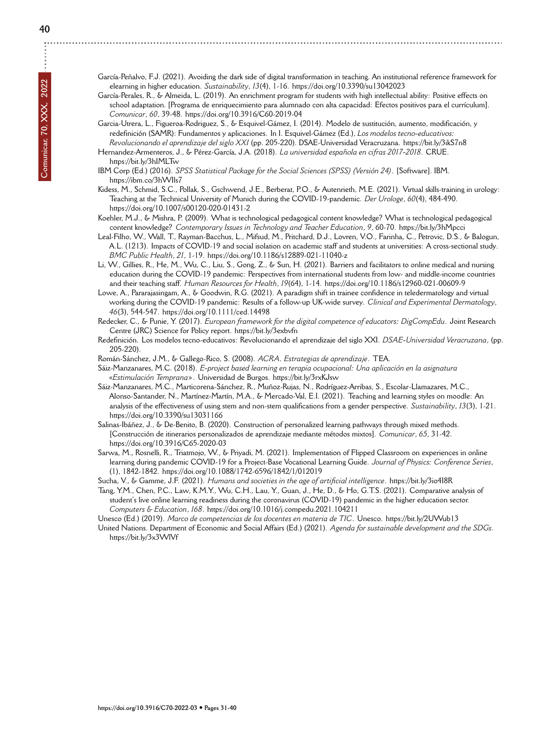García-Peñalvo, F.J. (2021). Avoiding the dark side of digital transformation in teaching. An institutional reference framework for elearning in higher education. *Sustainability*, *13*(4), 1-16. https://doi.org/10.3390/su13042023

García-Perales, R., & Almeida, L. (2019). An enrichment program for students with high intellectual ability: Positive effects on school adaptation. [Programa de enriquecimiento para alumnado con alta capacidad: Efectos positivos para el currículum]. *Comunicar*, *60*, 39-48. https://doi.org/10.3916/C60-2019-04

Garcia-Utrera, L., Figueroa-Rodriguez, S., & Esquivel-Gámez, I. (2014). Modelo de sustitución, aumento, modificación, y redefinición (SAMR): Fundamentos y aplicaciones. In I. Esquivel-Gámez (Ed.), *Los modelos tecno-educativos: Revolucionando el aprendizaje del siglo XXI* (pp. 205-220). DSAE-Universidad Veracruzana. https://bit.ly/3ikS7n8

Hernandez-Armenteros, J., & Pérez-García, J.A. (2018). *La universidad española en cifras 2017-2018*. CRUE. https://bit.ly/3hIMLTw

IBM Corp (Ed.) (2016). *SPSS Statistical Package for the Social Sciences (SPSS) (Versión 24)*. [Software]. IBM. https://ibm.co/3hWIls7

Kidess, M., Schmid, S.C., Pollak, S., Gschwend, J.E., Berberat, P.O., & Autenrieth, M.E. (2021). Virtual skills-training in urology: Teaching at the Technical University of Munich during the COVID-19-pandemic. *Der Urologe*, *60*(4), 484-490. https://doi.org/10.1007/s00120-020-01431-2

Koehler, M.J., & Mishra, P. (2009). What is technological pedagogical content knowledge? What is technological pedagogical content knowledge? *Contemporary Issues in Technology and Teacher Education*, *9*, 60-70. https://bit.ly/3hMpcci

Leal-Filho, W., Wall, T., Rayman-Bacchus, L., Mifsud, M., Pritchard, D.J., Lovren, V.O., Farinha, C., Petrovic, D.S., & Balogun, A.L. (1213). Impacts of COVID-19 and social isolation on academic staff and students at universities: A cross-sectional study. *BMC Public Health*, *21*, 1-19. https://doi.org/10.1186/s12889-021-11040-z

Li, W., Gillies, R., He, M., Wu, C., Liu, S., Gong, Z., & Sun, H. (2021). Barriers and facilitators to online medical and nursing education during the COVID-19 pandemic: Perspectives from international students from low- and middle-income countries and their teaching staff. *Human Resources for Health*, *19*(64), 1-14. https://doi.org/10.1186/s12960-021-00609-9

Lowe, A., Pararajasingam, A., & Goodwin, R.G. (2021). A paradigm shift in trainee confidence in teledermatology and virtual working during the COVID-19 pandemic: Results of a follow-up UK-wide survey. *Clinical and Experimental Dermatology*, *46*(3), 544-547. https://doi.org/10.1111/ced.14498

Redecker, C., & Punie, Y. (2017). *European framework for the digital competence of educators: DigCompEdu*. Joint Research Centre (JRC) Science for Policy report. https://bit.ly/3exbvfn

Redefinición. Los modelos tecno-educativos: Revolucionando el aprendizaje del siglo XXI. *DSAE-Universidad Veracruzana*, (pp. 205-220).

Román-Sánchez, J.M., & Gallego-Rico, S. (2008). *ACRA. Estrategias de aprendizaje*. TEA.

Sáiz-Manzanares, M.C. (2018). *E-project based learning en terapia ocupacional: Una aplicación en la asignatura «Estimulación Temprana»*. Universidad de Burgos. https://bit.ly/3rxKJsw

Sáiz-Manzanares, M.C., Marticorena-Sánchez, R., Muñoz-Rujas, N., Rodríguez-Arribas, S., Escolar-Llamazares, M.C., Alonso-Santander, N., Martínez-Martín, M.A., & Mercado-Val, E.I. (2021). Teaching and learning styles on moodle: An analysis of the effectiveness of using stem and non-stem qualifications from a gender perspective. *Sustainability*, *13*(3), 1-21. https://doi.org/10.3390/su13031166

Salinas-Ibáñez, J., & De-Benito, B. (2020). Construction of personalized learning pathways through mixed methods. [Construcción de itinerarios personalizados de aprendizaje mediante métodos mixtos]. *Comunicar*, *65*, 31-42. https://doi.org/10.3916/C65-2020-03

Sarwa, M., Rosnelli, R., Triatmojo, W., & Priyadi, M. (2021). Implementation of Flipped Classroom on experiences in online learning during pandemic COVID-19 for a Project-Base Vocational Learning Guide. *Journal of Physics: Conference Series*, (1), 1842-1842. https://doi.org/10.1088/1742-6596/1842/1/012019

Sucha, V., & Gamme, J.F. (2021). *Humans and societies in the age of artificial intelligence*. https://bit.ly/3io4I8R

Tang, Y.M., Chen, P.C., Law, K.M.Y., Wu, C.H., Lau, Y., Guan, J., He, D., & Ho, G.T.S. (2021). Comparative analysis of student's live online learning readiness during the coronavirus (COVID-19) pandemic in the higher education sector. *Computers & Education*, *168*. https://doi.org/10.1016/j.compedu.2021.104211

Unesco (Ed.) (2019). *Marco de competencias de los docentes en materia de TIC*. Unesco. https://bit.ly/2UWub13

United Nations. Department of Economic and Social Affairs (Ed.) (2021). *Agenda for sustainable development and the SDGs*. https://bit.ly/3x3WIVf